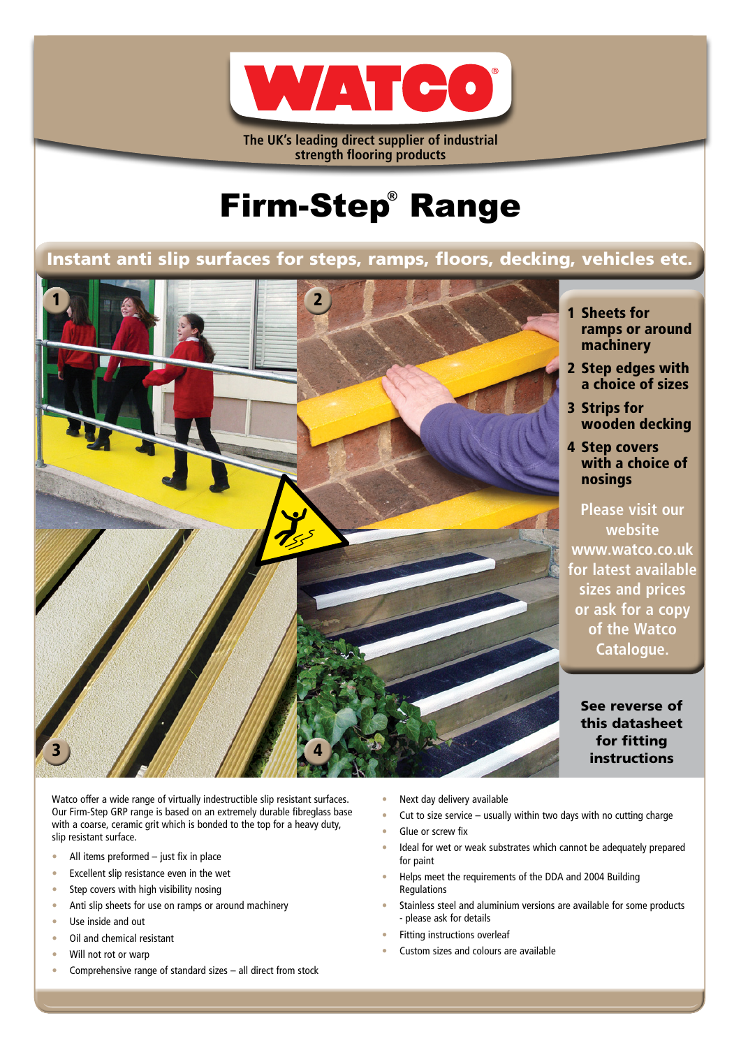# WATCO®

The UK's leading direct supplier of industrial strength flooring products

# Firm-Step® Range

## Instant anti slip surfaces for steps, ramps, floors, decking, vehicles etc.

1. **Sheets for ramps or around machinery**
2. **Step edges with a choice of sizes**
3. **Strips for wooden decking**
4. **Step covers with a choice of nosings**

**Please visit our website www.watco.co.uk for latest available sizes and prices or ask for a copy of the Watco Catalogue.**

**See reverse of this datasheet for fitting instructions**

Watco offer a wide range of virtually indestructible slip resistant surfaces. Our Firm-Step GRP range is based on an extremely durable fibreglass base with a coarse, ceramic grit which is bonded to the top for a heavy duty, slip resistant surface.

- All items preformed – just fix in place
- Excellent slip resistance even in the wet
- Step covers with high visibility nosing
- Anti slip sheets for use on ramps or around machinery
- Use inside and out
- Oil and chemical resistant
- Will not rot or warp
- Comprehensive range of standard sizes – all direct from stock
- Next day delivery available
- Cut to size service – usually within two days with no cutting charge
- Glue or screw fix
- Ideal for wet or weak substrates which cannot be adequately prepared for paint
- Helps meet the requirements of the DDA and 2004 Building Regulations
- Stainless steel and aluminium versions are available for some products - please ask for details
- Fitting instructions overleaf
- Custom sizes and colours are available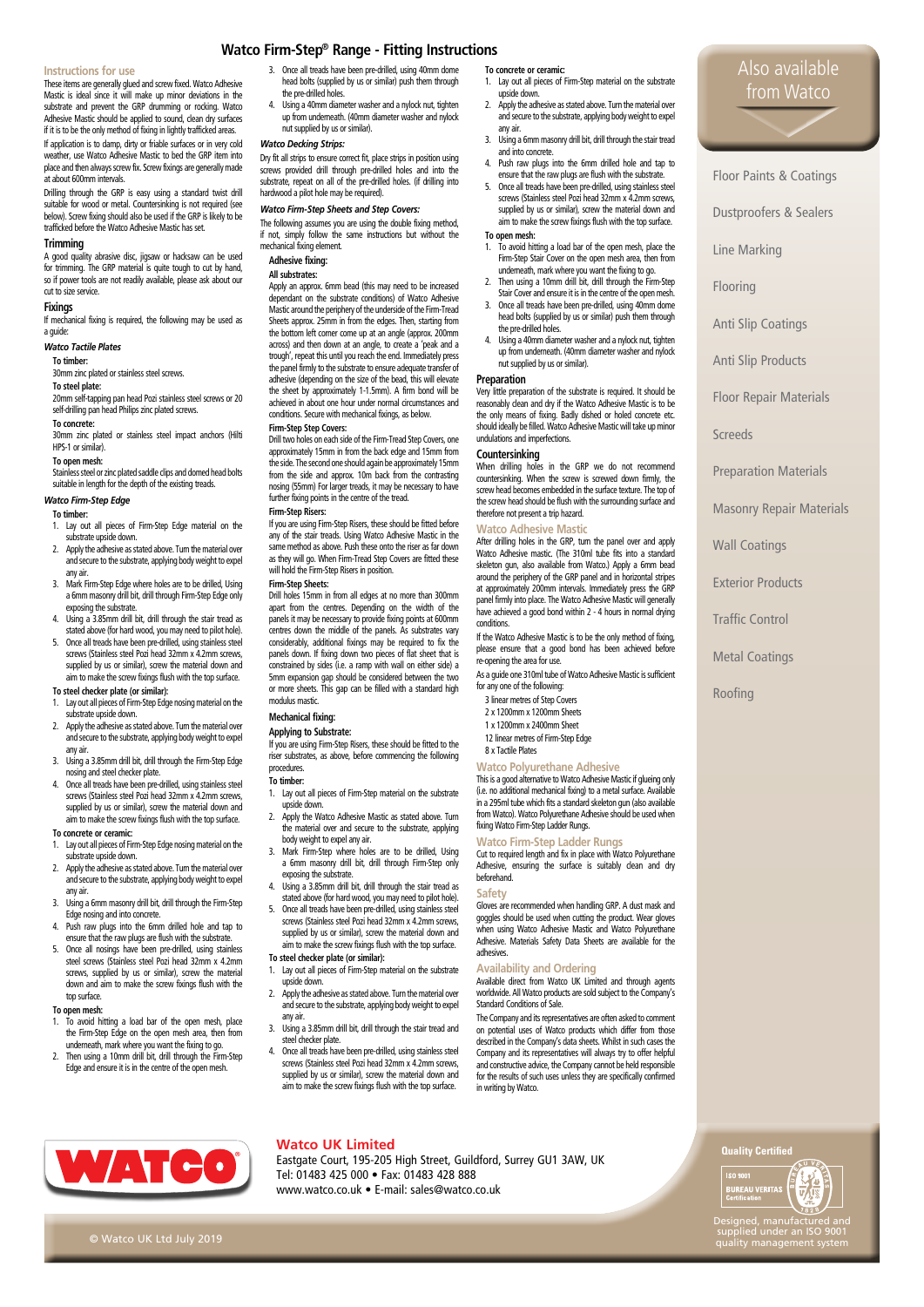# Watco Firm-Step® Range - Fitting Instructions

## Instructions for use

These items are generally glued and screw fixed. Watco Adhesive Mastic is ideal since it will make up minor deviations in the substrate and prevent the GRP drumming or rocking. Watco Adhesive Mastic should be applied to sound, clean dry surfaces if it is to be the only method of fixing in lightly trafficked areas.

If application is to damp, dirty or friable surfaces or in very cold weather, use Watco Adhesive Mastic to bed the GRP item into place and then always screw fix. Screw fixings are generally made at about 600mm intervals.

Drilling through the GRP is easy using a standard twist drill suitable for wood or metal. Countersinking is not required (see below). Screw fixing should also be used if the GRP is likely to be trafficked before the Watco Adhesive Mastic has set.

## Trimming

A good quality abrasive disc, jigsaw or hacksaw can be used for trimming. The GRP material is quite tough to cut by hand, so if power tools are not readily available, please ask about our cut to size service.

## Fixings

If mechanical fixing is required, the following may be used as a guide:

### Watco Tactile Plates

**To timber:**
30mm zinc plated or stainless steel screws.

**To steel plate:**
20mm self-tapping pan head Pozi stainless steel screws or 20 self-drilling pan head Philips zinc plated screws.

**To concrete:**
30mm zinc plated or stainless steel impact anchors (Hilti HPS-1 or similar).

**To open mesh:**
Stainless steel or zinc plated saddle clips and domed head bolts suitable in length for the depth of the existing treads.

### Watco Firm-Step Edge

**To timber:**
1. Lay out all pieces of Firm-Step Edge material on the substrate upside down.
2. Apply the adhesive as stated above. Turn the material over and secure to the substrate, applying body weight to expel any air.
3. Mark Firm-Step Edge where holes are to be drilled, Using a 6mm masonry drill bit, drill through Firm-Step Edge only exposing the substrate.
4. Using a 3.85mm drill bit, drill through the stair tread as stated above (for hard wood, you may need to pilot hole).
5. Once all treads have been pre-drilled, using stainless steel screws (Stainless steel Pozi head 32mm x 4.2mm screws, supplied by us or similar), screw the material down and aim to make the screw fixings flush with the top surface.

**To steel checker plate (or similar):**
1. Lay out all pieces of Firm-Step Edge nosing material on the substrate upside down.
2. Apply the adhesive as stated above. Turn the material over and secure to the substrate, applying body weight to expel any air.
3. Using a 3.85mm drill bit, drill through the Firm-Step Edge nosing and steel checker plate.
4. Once all treads have been pre-drilled, using stainless steel screws (Stainless steel Pozi head 32mm x 4.2mm screws, supplied by us or similar), screw the material down and aim to make the screw fixings flush with the top surface.

**To concrete or ceramic:**
1. Lay out all pieces of Firm-Step Edge nosing material on the substrate upside down.
2. Apply the adhesive as stated above. Turn the material over and secure to the substrate, applying body weight to expel any air.
3. Using a 6mm masonry drill bit, drill through the Firm-Step Edge nosing and into concrete.
4. Push raw plugs into the 6mm drilled hole and tap to ensure that the raw plugs are flush with the substrate.
5. Once all nosings have been pre-drilled, using stainless steel screws (Stainless steel Pozi head 32mm x 4.2mm screws, supplied by us or similar), screw the material down and aim to make the screw fixings flush with the top surface.

**To open mesh:**
1. To avoid hitting a load bar of the open mesh, place the Firm-Step Edge on the open mesh area, then from underneath, mark where you want the fixing to go.
2. Then using a 10mm drill bit, drill through the Firm-Step Edge and ensure it is in the centre of the open mesh.
3. Once all treads have been pre-drilled, using 40mm dome head bolts (supplied by us or similar) push them through the pre-drilled holes.
4. Using a 40mm diameter washer and a nylock nut, tighten up from underneath. (40mm diameter washer and nylock nut supplied by us or similar).

### Watco Decking Strips:

Dry fit all strips to ensure correct fit, place strips in position using screws provided drill through pre-drilled holes and into the substrate, repeat on all of the pre-drilled holes. (If drilling into hardwood a pilot hole may be required).

### Watco Firm-Step Sheets and Step Covers:

The following assumes you are using the double fixing method, if not, simply follow the same instructions but without the mechanical fixing element.

#### Adhesive fixing:

**All substrates:**
Apply an approx. 6mm bead (this may need to be increased dependant on the substrate conditions) of Watco Adhesive Mastic around the periphery of the underside of the Firm-Tread Sheets approx. 25mm in from the edges. Then, starting from the bottom left corner come up at an angle (approx. 200mm across) and then down at an angle, to create a 'peak and a trough', repeat this until you reach the end. Immediately press the panel firmly to the substrate to ensure adequate transfer of adhesive (depending on the size of the bead, this will elevate the sheet by approximately 1-1.5mm). A firm bond will be achieved in about one hour under normal circumstances and conditions. Secure with mechanical fixings, as below.

**Firm-Step Step Covers:**
Drill two holes on each side of the Firm-Tread Step Covers, one approximately 15mm in from the back edge and 15mm from the side. The second one should again be approximately 15mm from the side and approx. 10m back from the contrasting nosing (55mm) For larger treads, it may be necessary to have further fixing points in the centre of the tread.

**Firm-Step Risers:**
If you are using Firm-Step Risers, these should be fitted before any of the stair treads. Using Watco Adhesive Mastic in the same method as above. Push these onto the riser as far down as they will go. When Firm-Tread Step Covers are fitted these will hold the Firm-Step Risers in position.

**Firm-Step Sheets:**
Drill holes 15mm in from all edges at no more than 300mm apart from the centres. Depending on the width of the panels it may be necessary to place additional fixing points at 600mm centres down the middle of the panels. As substrates vary considerably, additional fixings may be required to fix the panels down. If fixing down two pieces of flat sheet that is constrained by sides (i.e. a ramp with wall on either side) a 5mm expansion gap should be considered between the two or more sheets. This gap can be filled with a standard high modulus mastic.

#### Mechanical fixing:

**Applying to Substrate:**
If you are using Firm-Step Risers, these should be fitted to the riser substrates, as above, before commencing the following procedures.

**To timber:**
1. Lay out all pieces of Firm-Step material on the substrate upside down.
2. Apply the Watco Adhesive Mastic as stated above. Turn the material over and secure to the substrate, applying body weight to expel any air.
3. Mark Firm-Step where holes are to be drilled, Using a 6mm masonry drill bit, drill through Firm-Step only exposing the substrate.
4. Using a 3.85mm drill bit, drill through the stair tread as stated above (for hard wood, you may need to pilot hole).
5. Once all treads have been pre-drilled, using stainless steel screws (Stainless steel Pozi head 32mm x 4.2mm screws, supplied by us or similar), screw the material down and aim to make the screw fixings flush with the top surface.

**To steel checker plate (or similar):**
1. Lay out all pieces of Firm-Step material on the substrate upside down.
2. Apply the adhesive as stated above. Turn the material over and secure to the substrate, applying body weight to expel any air.
3. Using a 3.85mm drill bit, drill through the stair tread and steel checker plate.
4. Once all treads have been pre-drilled, using stainless steel screws (Stainless steel Pozi head 32mm x 4.2mm screws, supplied by us or similar), screw the material down and aim to make the screw fixings flush with the top surface.

**To concrete or ceramic:**
1. Lay out all pieces of Firm-Step material on the substrate upside down.
2. Apply the adhesive as stated above. Turn the material over and secure to the substrate, applying body weight to expel any air.
3. Using a 6mm masonry drill bit, drill through the stair tread and into concrete.
4. Push raw plugs into the 6mm drilled hole and tap to ensure that the raw plugs are flush with the substrate.
5. Once all treads have been pre-drilled, using stainless steel screws (Stainless steel Pozi head 32mm x 4.2mm screws, supplied by us or similar), screw the material down and aim to make the screw fixings flush with the top surface.

**To open mesh:**
1. To avoid hitting a load bar of the open mesh, place the Firm-Step Stair Cover on the open mesh area, then from underneath, mark where you want the fixing to go.
2. Then using a 10mm drill bit, drill through the Firm-Step Stair Cover and ensure it is in the centre of the open mesh.
3. Once all treads have been pre-drilled, using 40mm dome head bolts (supplied by us or similar) push them through the pre-drilled holes.
4. Using a 40mm diameter washer and a nylock nut, tighten up from underneath. (40mm diameter washer and nylock nut supplied by us or similar).

## Preparation

Very little preparation of the substrate is required. It should be reasonably clean and dry if the Watco Adhesive Mastic is to be the only means of fixing. Badly dished or holed concrete etc. should ideally be filled. Watco Adhesive Mastic will take up minor undulations and imperfections.

## Countersinking

When drilling holes in the GRP we do not recommend countersinking. When the screw is screwed down firmly, the screw head becomes embedded in the surface texture. The top of the screw head should be flush with the surrounding surface and therefore not present a trip hazard.

## Watco Adhesive Mastic

After drilling holes in the GRP, turn the panel over and apply Watco Adhesive mastic. (The 310ml tube fits into a standard skeleton gun, also available from Watco.) Apply a 6mm bead around the periphery of the GRP panel and in horizontal stripes at approximately 200mm intervals. Immediately press the GRP panel firmly into place. The Watco Adhesive Mastic will generally have achieved a good bond within 2 - 4 hours in normal drying conditions.

If the Watco Adhesive Mastic is to be the only method of fixing, please ensure that a good bond has been achieved before re-opening the area for use.

As a guide one 310ml tube of Watco Adhesive Mastic is sufficient for any one of the following:

- 3 linear metres of Step Covers
- 2 x 1200mm x 1200mm Sheets
- 1 x 1200mm x 2400mm Sheet
- 12 linear metres of Firm-Step Edge
- 8 x Tactile Plates

## Watco Polyurethane Adhesive

This is a good alternative to Watco Adhesive Mastic if glueing only (i.e. no additional mechanical fixing) to a metal surface. Available in a 295ml tube which fits a standard skeleton gun (also available from Watco). Watco Polyurethane Adhesive should be used when fixing Watco Firm-Step Ladder Rungs.

## Watco Firm-Step Ladder Rungs

Cut to required length and fix in place with Watco Polyurethane Adhesive, ensuring the surface is suitably clean and dry beforehand.

## Safety

Gloves are recommended when handling GRP. A dust mask and goggles should be used when cutting the product. Wear gloves when using Watco Adhesive Mastic and Watco Polyurethane Adhesive. Materials Safety Data Sheets are available for the adhesives.

## Availability and Ordering

Available direct from Watco UK Limited and through agents worldwide. All Watco products are sold subject to the Company's Standard Conditions of Sale.

The Company and its representatives are often asked to comment on potential uses of Watco products which differ from those described in the Company's data sheets. Whilst in such cases the Company and its representatives will always try to offer helpful and constructive advice, the Company cannot be held responsible for the results of such uses unless they are specifically confirmed in writing by Watco.

## Also available from Watco

- Floor Paints & Coatings
- Dustproofers & Sealers
- Line Marking
- Flooring
- Anti Slip Coatings
- Anti Slip Products
- Floor Repair Materials
- Screeds
- Preparation Materials
- Masonry Repair Materials
- Wall Coatings
- Exterior Products
- Traffic Control
- Metal Coatings
- Roofing

**Watco UK Limited**
Eastgate Court, 195-205 High Street, Guildford, Surrey GU1 3AW, UK
Tel: 01483 425 000 • Fax: 01483 428 888
www.watco.co.uk • E-mail: sales@watco.co.uk

**Quality Certified**
ISO 9001 BUREAU VERITAS Certification

Designed, manufactured and supplied under an ISO 9001 quality management system

© Watco UK Ltd July 2019